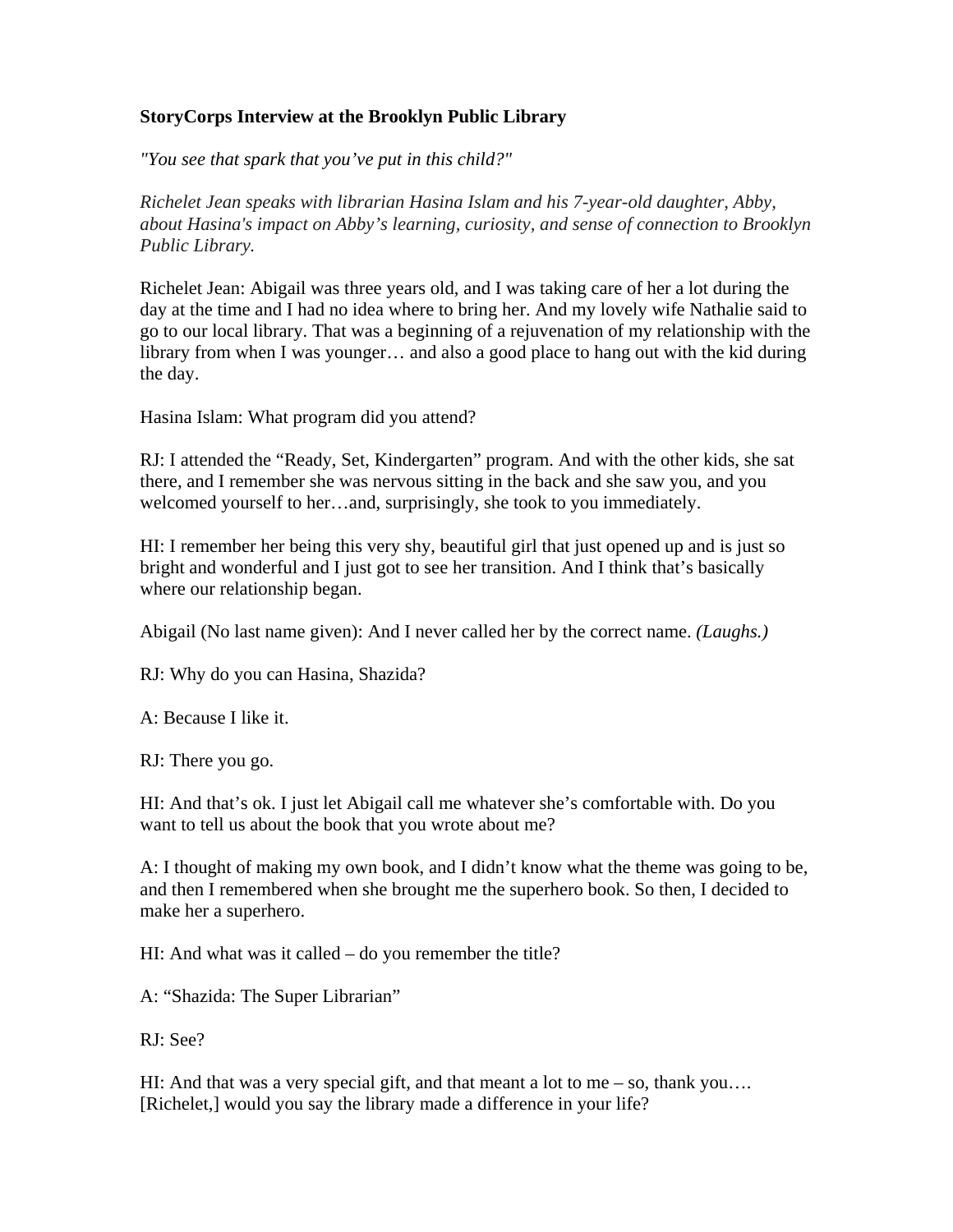**StoryCorps Interview at the Brooklyn Public Library**

*"You see that spark that you've put in this child?"*

*Richelet Jean speaks with librarian Hasina Islam and his 7-year-old daughter, Abby, about Hasina's impact on Abby's learning, curiosity, and sense of connection to Brooklyn Public Library.*

Richelet Jean: Abigail was three years old, and I was taking care of her a lot during the day at the time and I had no idea where to bring her. And my lovely wife Nathalie said to go to our local library. That was a beginning of a rejuvenation of my relationship with the library from when I was younger… and also a good place to hang out with the kid during the day.

Hasina Islam: What program did you attend?

RJ: I attended the "Ready, Set, Kindergarten" program. And with the other kids, she sat there, and I remember she was nervous sitting in the back and she saw you, and you welcomed yourself to her…and, surprisingly, she took to you immediately.

HI: I remember her being this very shy, beautiful girl that just opened up and is just so bright and wonderful and I just got to see her transition. And I think that's basically where our relationship began.

Abigail (No last name given): And I never called her by the correct name. *(Laughs.)*

RJ: Why do you can Hasina, Shazida?

A: Because I like it.

RJ: There you go.

HI: And that's ok. I just let Abigail call me whatever she's comfortable with. Do you want to tell us about the book that you wrote about me?

A: I thought of making my own book, and I didn't know what the theme was going to be, and then I remembered when she brought me the superhero book. So then, I decided to make her a superhero.

HI: And what was it called – do you remember the title?

A: "Shazida: The Super Librarian"

RJ: See?

HI: And that was a very special gift, and that meant a lot to me – so, thank you…. [Richelet,] would you say the library made a difference in your life?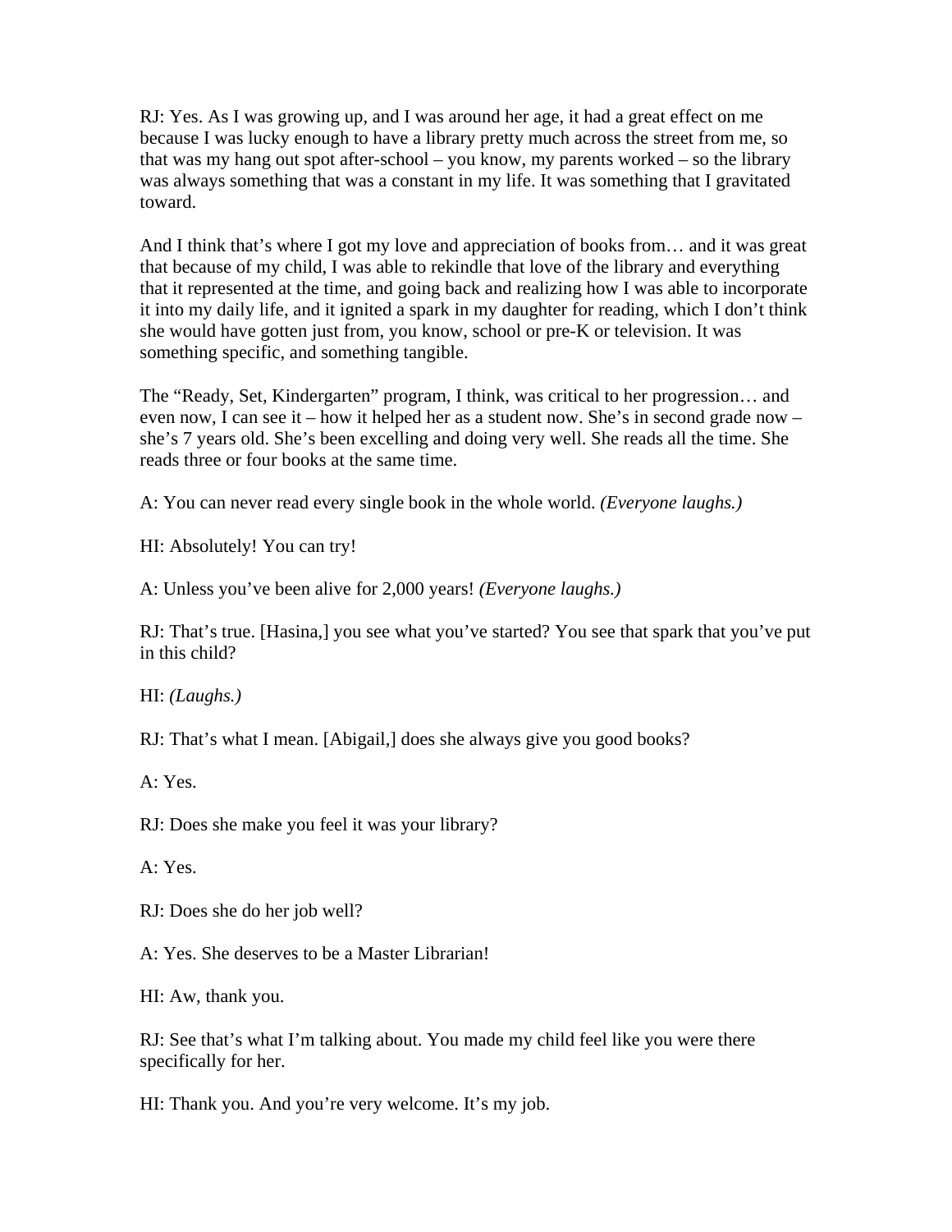RJ: Yes. As I was growing up, and I was around her age, it had a great effect on me because I was lucky enough to have a library pretty much across the street from me, so that was my hang out spot after-school – you know, my parents worked – so the library was always something that was a constant in my life. It was something that I gravitated toward.

And I think that's where I got my love and appreciation of books from… and it was great that because of my child, I was able to rekindle that love of the library and everything that it represented at the time, and going back and realizing how I was able to incorporate it into my daily life, and it ignited a spark in my daughter for reading, which I don't think she would have gotten just from, you know, school or pre-K or television. It was something specific, and something tangible.

The "Ready, Set, Kindergarten" program, I think, was critical to her progression… and even now, I can see it – how it helped her as a student now. She's in second grade now – she's 7 years old. She's been excelling and doing very well. She reads all the time. She reads three or four books at the same time.

A: You can never read every single book in the whole world. *(Everyone laughs.)*

HI: Absolutely! You can try!

A: Unless you've been alive for 2,000 years! *(Everyone laughs.)*

RJ: That's true. [Hasina,] you see what you've started? You see that spark that you've put in this child?

HI: *(Laughs.)*

RJ: That's what I mean. [Abigail,] does she always give you good books?

A: Yes.

RJ: Does she make you feel it was your library?

A: Yes.

RJ: Does she do her job well?

A: Yes. She deserves to be a Master Librarian!

HI: Aw, thank you.

RJ: See that's what I'm talking about. You made my child feel like you were there specifically for her.

HI: Thank you. And you're very welcome. It's my job.